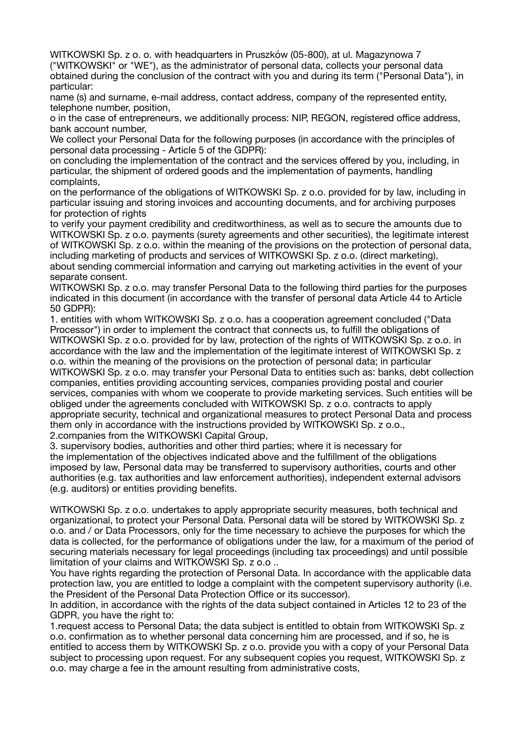WITKOWSKI Sp. z o. o. with headquarters in Pruszków (05-800), at ul. Magazynowa 7 ("WITKOWSKI" or "WE"), as the administrator of personal data, collects your personal data obtained during the conclusion of the contract with you and during its term ("Personal Data"), in particular:

name (s) and surname, e-mail address, contact address, company of the represented entity, telephone number, position,

o in the case of entrepreneurs, we additionally process: NIP, REGON, registered office address, bank account number,

We collect your Personal Data for the following purposes (in accordance with the principles of personal data processing - Article 5 of the GDPR):

on concluding the implementation of the contract and the services offered by you, including, in particular, the shipment of ordered goods and the implementation of payments, handling complaints,

on the performance of the obligations of WITKOWSKI Sp. z o.o. provided for by law, including in particular issuing and storing invoices and accounting documents, and for archiving purposes for protection of rights

to verify your payment credibility and creditworthiness, as well as to secure the amounts due to WITKOWSKI Sp. z o.o. payments (surety agreements and other securities), the legitimate interest of WITKOWSKI Sp. z o.o. within the meaning of the provisions on the protection of personal data, including marketing of products and services of WITKOWSKI Sp. z o.o. (direct marketing), about sending commercial information and carrying out marketing activities in the event of your separate consent.

WITKOWSKI Sp. z o.o. may transfer Personal Data to the following third parties for the purposes indicated in this document (in accordance with the transfer of personal data Article 44 to Article 50 GDPR):

1. entities with whom WITKOWSKI Sp. z o.o. has a cooperation agreement concluded ("Data Processor") in order to implement the contract that connects us, to fulfill the obligations of WITKOWSKI Sp. z o.o. provided for by law, protection of the rights of WITKOWSKI Sp. z o.o. in accordance with the law and the implementation of the legitimate interest of WITKOWSKI Sp. z o.o. within the meaning of the provisions on the protection of personal data; in particular WITKOWSKI Sp. z o.o. may transfer your Personal Data to entities such as: banks, debt collection companies, entities providing accounting services, companies providing postal and courier services, companies with whom we cooperate to provide marketing services. Such entities will be obliged under the agreements concluded with WITKOWSKI Sp. z o.o. contracts to apply appropriate security, technical and organizational measures to protect Personal Data and process them only in accordance with the instructions provided by WITKOWSKI Sp. z o.o.,
2. companies from the WITKOWSKI Capital Group,
3. supervisory bodies, authorities and other third parties; where it is necessary for the implementation of the objectives indicated above and the fulfillment of the obligations imposed by law, Personal data may be transferred to supervisory authorities, courts and other authorities (e.g. tax authorities and law enforcement authorities), independent external advisors (e.g. auditors) or entities providing benefits.

WITKOWSKI Sp. z o.o. undertakes to apply appropriate security measures, both technical and organizational, to protect your Personal Data. Personal data will be stored by WITKOWSKI Sp. z o.o. and / or Data Processors, only for the time necessary to achieve the purposes for which the data is collected, for the performance of obligations under the law, for a maximum of the period of securing materials necessary for legal proceedings (including tax proceedings) and until possible limitation of your claims and WITKOWSKI Sp. z o.o ..

You have rights regarding the protection of Personal Data. In accordance with the applicable data protection law, you are entitled to lodge a complaint with the competent supervisory authority (i.e. the President of the Personal Data Protection Office or its successor).

In addition, in accordance with the rights of the data subject contained in Articles 12 to 23 of the GDPR, you have the right to:

1. request access to Personal Data; the data subject is entitled to obtain from WITKOWSKI Sp. z o.o. confirmation as to whether personal data concerning him are processed, and if so, he is entitled to access them by WITKOWSKI Sp. z o.o. provide you with a copy of your Personal Data subject to processing upon request. For any subsequent copies you request, WITKOWSKI Sp. z o.o. may charge a fee in the amount resulting from administrative costs,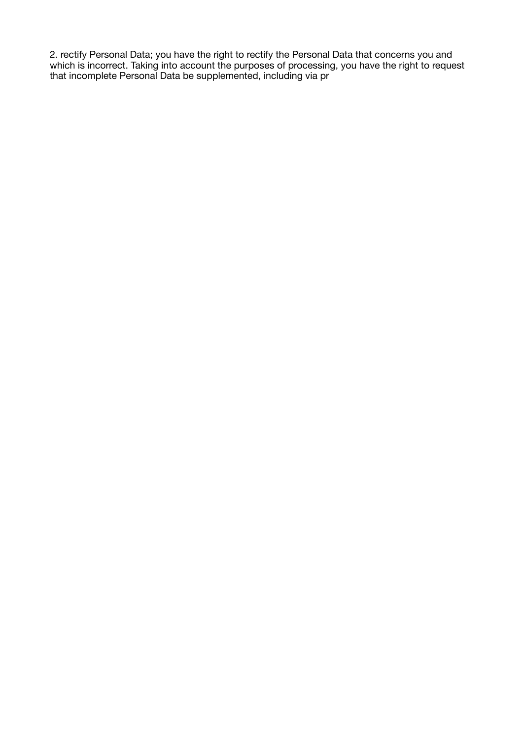2. rectify Personal Data; you have the right to rectify the Personal Data that concerns you and which is incorrect. Taking into account the purposes of processing, you have the right to request that incomplete Personal Data be supplemented, including via pr